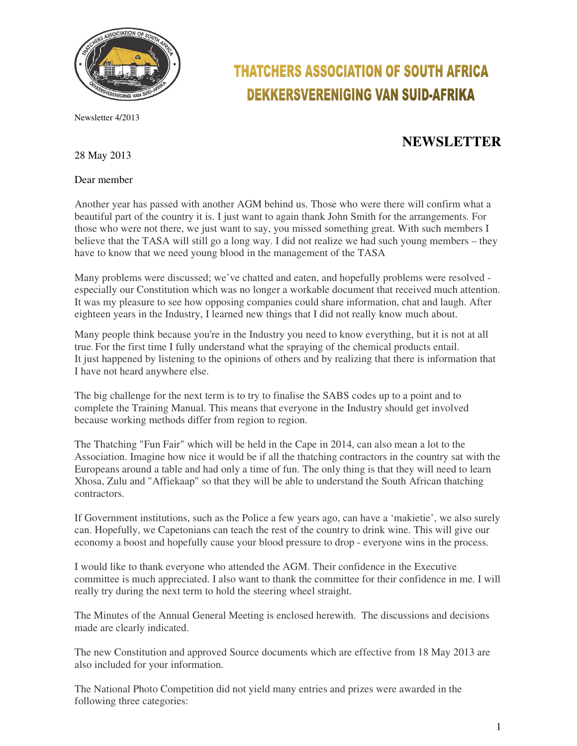# THATCHERS ASSOCIATION OF SOUTH AFRICA
# DEKKERSVERENIGING VAN SUID-AFRIKA

Newsletter 4/2013

## NEWSLETTER

28 May 2013

Dear member

Another year has passed with another AGM behind us. Those who were there will confirm what a beautiful part of the country it is. I just want to again thank John Smith for the arrangements. For those who were not there, we just want to say, you missed something great. With such members I believe that the TASA will still go a long way. I did not realize we had such young members – they have to know that we need young blood in the management of the TASA

Many problems were discussed; we've chatted and eaten, and hopefully problems were resolved - especially our Constitution which was no longer a workable document that received much attention. It was my pleasure to see how opposing companies could share information, chat and laugh. After eighteen years in the Industry, I learned new things that I did not really know much about.

Many people think because you're in the Industry you need to know everything, but it is not at all true. For the first time I fully understand what the spraying of the chemical products entail. It just happened by listening to the opinions of others and by realizing that there is information that I have not heard anywhere else.

The big challenge for the next term is to try to finalise the SABS codes up to a point and to complete the Training Manual. This means that everyone in the Industry should get involved because working methods differ from region to region.

The Thatching "Fun Fair" which will be held in the Cape in 2014, can also mean a lot to the Association. Imagine how nice it would be if all the thatching contractors in the country sat with the Europeans around a table and had only a time of fun. The only thing is that they will need to learn Xhosa, Zulu and "Affiekaap" so that they will be able to understand the South African thatching contractors.

If Government institutions, such as the Police a few years ago, can have a 'makietie', we also surely can. Hopefully, we Capetonians can teach the rest of the country to drink wine. This will give our economy a boost and hopefully cause your blood pressure to drop - everyone wins in the process.

I would like to thank everyone who attended the AGM. Their confidence in the Executive committee is much appreciated. I also want to thank the committee for their confidence in me. I will really try during the next term to hold the steering wheel straight.

The Minutes of the Annual General Meeting is enclosed herewith. The discussions and decisions made are clearly indicated.

The new Constitution and approved Source documents which are effective from 18 May 2013 are also included for your information.

The National Photo Competition did not yield many entries and prizes were awarded in the following three categories: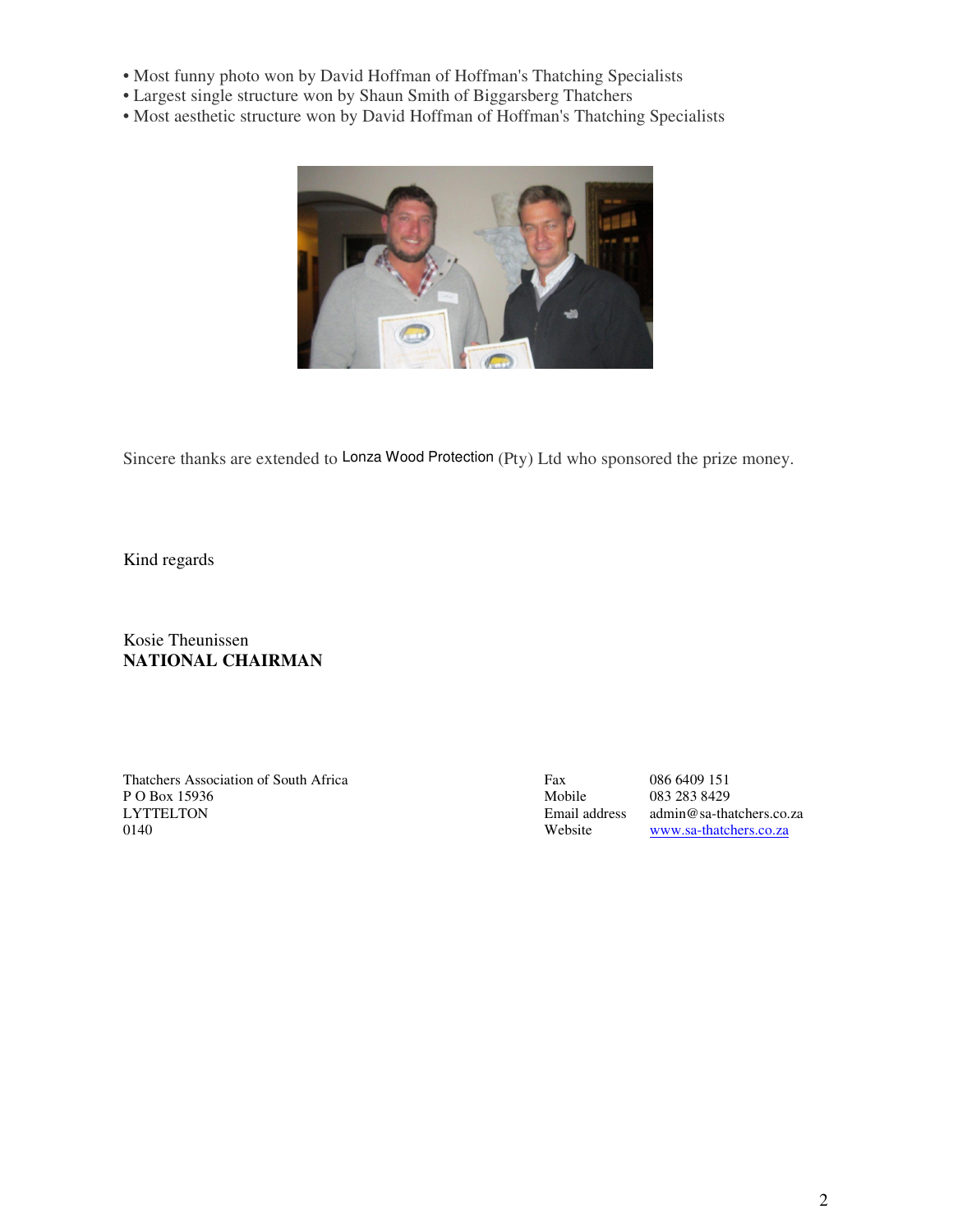- Most funny photo won by David Hoffman of Hoffman's Thatching Specialists
- Largest single structure won by Shaun Smith of Biggarsberg Thatchers
- Most aesthetic structure won by David Hoffman of Hoffman's Thatching Specialists

Sincere thanks are extended to Lonza Wood Protection (Pty) Ltd who sponsored the prize money.

Kind regards

Kosie Theunissen
**NATIONAL CHAIRMAN**

Thatchers Association of South Africa
P O Box 15936
LYTTELTON
0140

| | |
|---|---|
| Fax | 086 6409 151 |
| Mobile | 083 283 8429 |
| Email address | admin@sa-thatchers.co.za |
| Website | www.sa-thatchers.co.za |